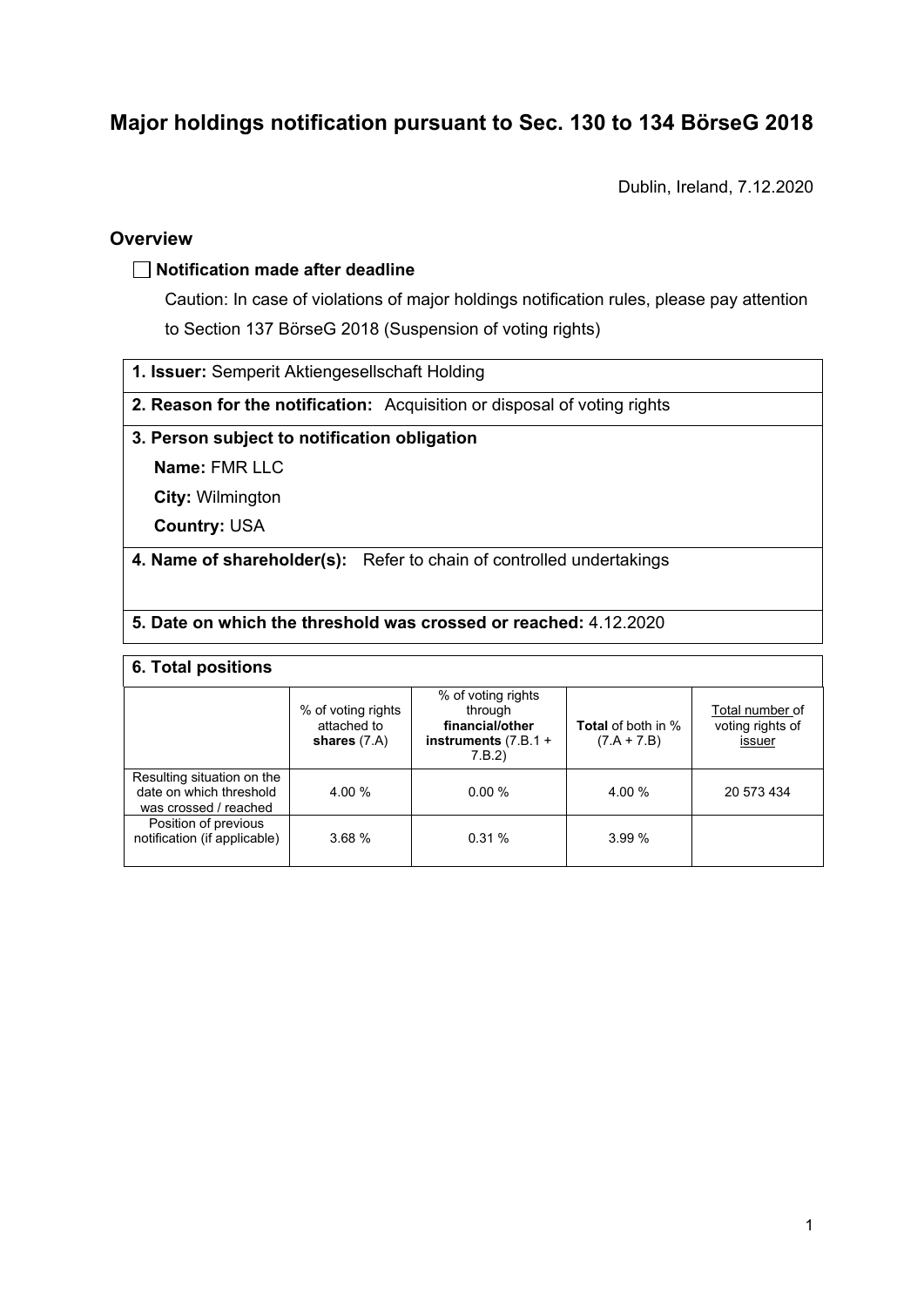# Major holdings notification pursuant to Sec. 130 to 134 BörseG 2018

Dublin, Ireland, 7.12.2020

## Overview

☐ **Notification made after deadline**

Caution: In case of violations of major holdings notification rules, please pay attention to Section 137 BörseG 2018 (Suspension of voting rights)

| **1. Issuer:** Semperit Aktiengesellschaft Holding |
|---|
| **2. Reason for the notification:** Acquisition or disposal of voting rights |
| **3. Person subject to notification obligation**<br>**Name:** FMR LLC<br>**City:** Wilmington<br>**Country:** USA |
| **4. Name of shareholder(s):** Refer to chain of controlled undertakings |
| **5. Date on which the threshold was crossed or reached:** 4.12.2020 |

**6. Total positions**

| | % of voting rights attached to **shares** (7.A) | % of voting rights through **financial/other instruments** (7.B.1 + 7.B.2) | **Total** of both in % (7.A + 7.B) | Total number of voting rights of issuer |
|---|---|---|---|---|
| Resulting situation on the date on which threshold was crossed / reached | 4.00 % | 0.00 % | 4.00 % | 20 573 434 |
| Position of previous notification (if applicable) | 3.68 % | 0.31 % | 3.99 % | |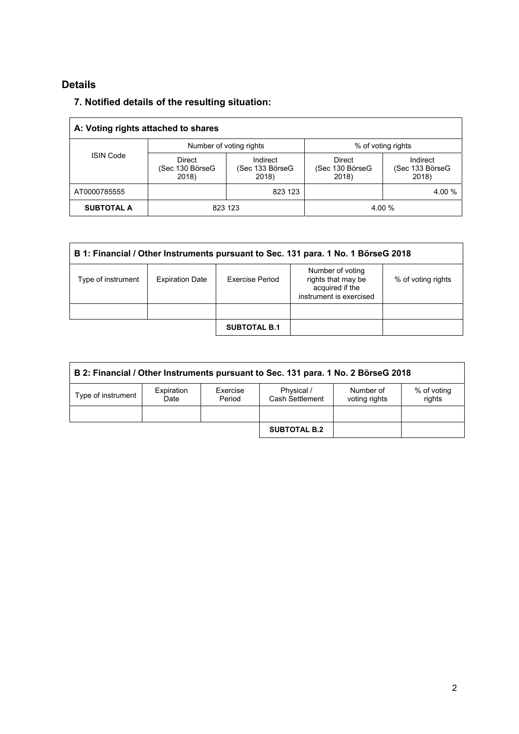## Details

### 7. Notified details of the resulting situation:

| A: Voting rights attached to shares | | | | |
|---|---|---|---|---|
| ISIN Code | Number of voting rights | | % of voting rights | |
| | Direct (Sec 130 BörseG 2018) | Indirect (Sec 133 BörseG 2018) | Direct (Sec 130 BörseG 2018) | Indirect (Sec 133 BörseG 2018) |
| AT0000785555 | | 823 123 | | 4.00 % |
| **SUBTOTAL A** | 823 123 | | 4.00 % | |

| B 1: Financial / Other Instruments pursuant to Sec. 131 para. 1 No. 1 BörseG 2018 | | | | |
|---|---|---|---|---|
| Type of instrument | Expiration Date | Exercise Period | Number of voting rights that may be acquired if the instrument is exercised | % of voting rights |
| | | | | |
| | | **SUBTOTAL B.1** | | |

| B 2: Financial / Other Instruments pursuant to Sec. 131 para. 1 No. 2 BörseG 2018 | | | | | |
|---|---|---|---|---|---|
| Type of instrument | Expiration Date | Exercise Period | Physical / Cash Settlement | Number of voting rights | % of voting rights |
| | | | | | |
| | | | **SUBTOTAL B.2** | | |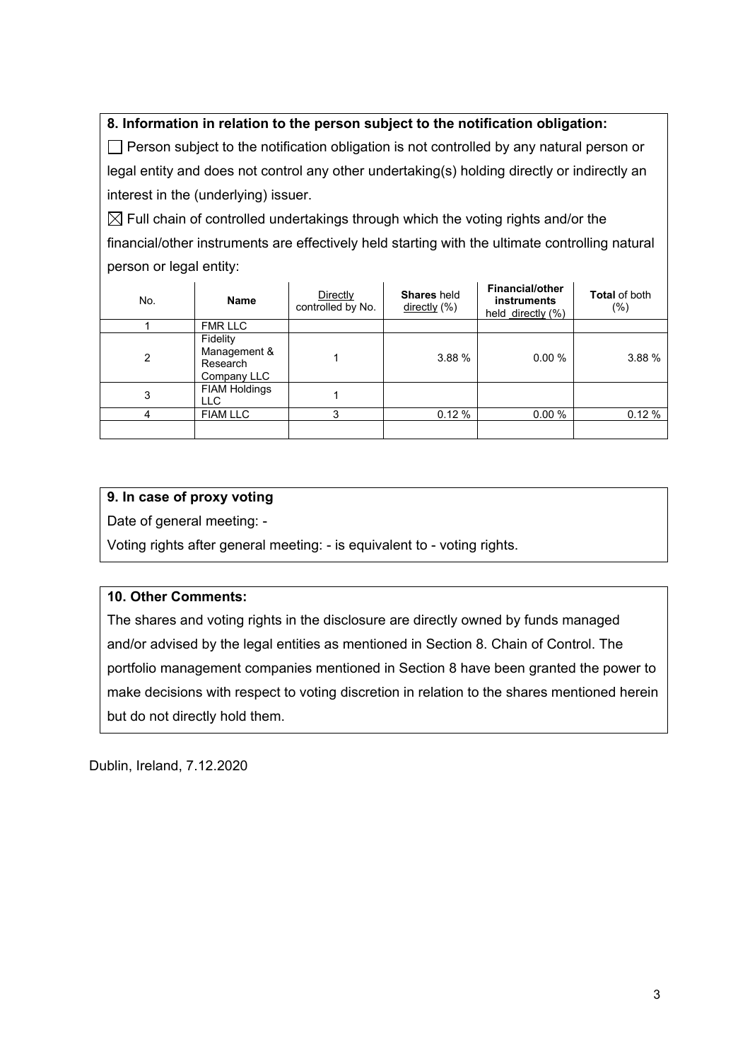**8. Information in relation to the person subject to the notification obligation:**

☐ Person subject to the notification obligation is not controlled by any natural person or legal entity and does not control any other undertaking(s) holding directly or indirectly an interest in the (underlying) issuer.

☒ Full chain of controlled undertakings through which the voting rights and/or the financial/other instruments are effectively held starting with the ultimate controlling natural person or legal entity:

| No. | Name | Directly controlled by No. | Shares held directly (%) | Financial/other instruments held directly (%) | Total of both (%) |
|---|---|---|---|---|---|
| 1 | FMR LLC | | | | |
| 2 | Fidelity Management & Research Company LLC | 1 | 3.88 % | 0.00 % | 3.88 % |
| 3 | FIAM Holdings LLC | 1 | | | |
| 4 | FIAM LLC | 3 | 0.12 % | 0.00 % | 0.12 % |
| | | | | | |

**9. In case of proxy voting**

Date of general meeting: -

Voting rights after general meeting: - is equivalent to - voting rights.

**10. Other Comments:**

The shares and voting rights in the disclosure are directly owned by funds managed and/or advised by the legal entities as mentioned in Section 8. Chain of Control. The portfolio management companies mentioned in Section 8 have been granted the power to make decisions with respect to voting discretion in relation to the shares mentioned herein but do not directly hold them.

Dublin, Ireland, 7.12.2020